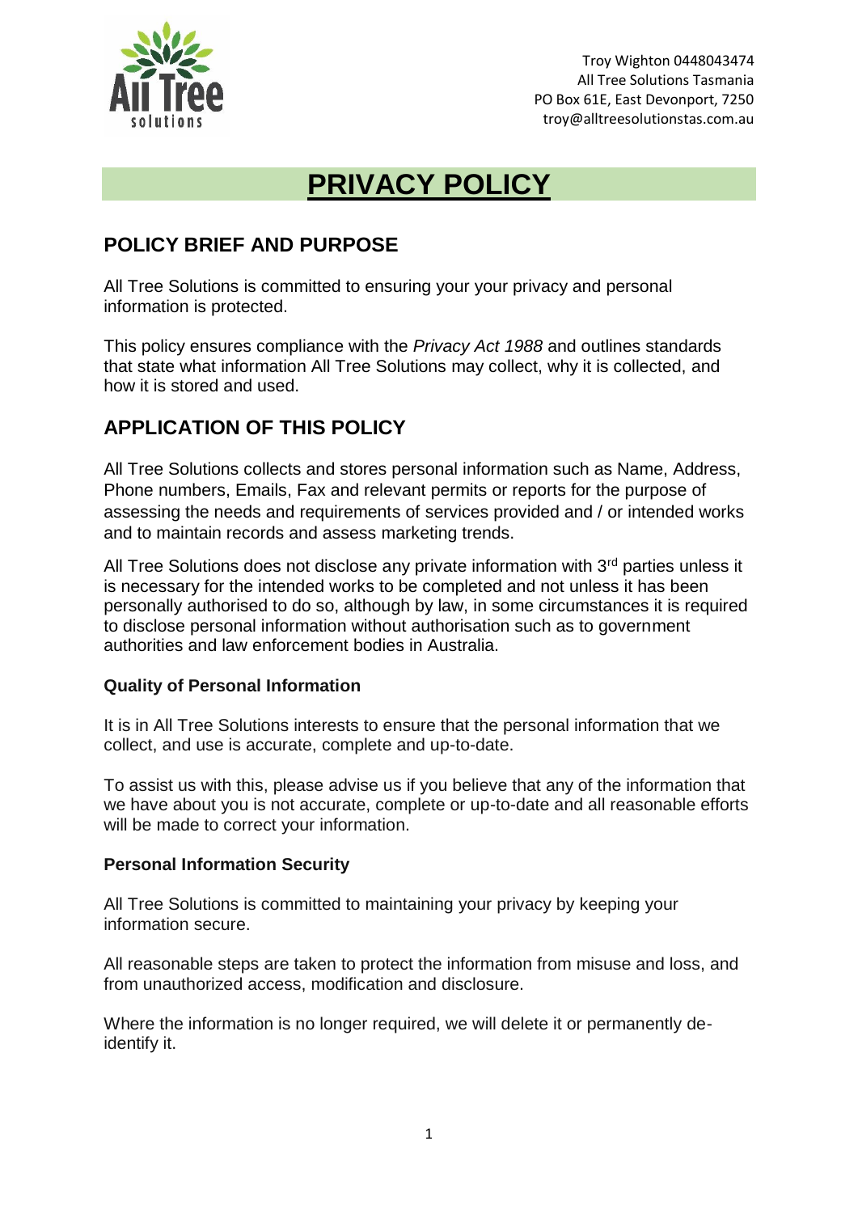Troy Wighton 0448043474
All Tree Solutions Tasmania
PO Box 61E, East Devonport, 7250
troy@alltreesolutionstas.com.au

# PRIVACY POLICY

## POLICY BRIEF AND PURPOSE

All Tree Solutions is committed to ensuring your your privacy and personal information is protected.

This policy ensures compliance with the *Privacy Act 1988* and outlines standards that state what information All Tree Solutions may collect, why it is collected, and how it is stored and used.

## APPLICATION OF THIS POLICY

All Tree Solutions collects and stores personal information such as Name, Address, Phone numbers, Emails, Fax and relevant permits or reports for the purpose of assessing the needs and requirements of services provided and / or intended works and to maintain records and assess marketing trends.

All Tree Solutions does not disclose any private information with 3rd parties unless it is necessary for the intended works to be completed and not unless it has been personally authorised to do so, although by law, in some circumstances it is required to disclose personal information without authorisation such as to government authorities and law enforcement bodies in Australia.

### Quality of Personal Information

It is in All Tree Solutions interests to ensure that the personal information that we collect, and use is accurate, complete and up-to-date.

To assist us with this, please advise us if you believe that any of the information that we have about you is not accurate, complete or up-to-date and all reasonable efforts will be made to correct your information.

### Personal Information Security

All Tree Solutions is committed to maintaining your privacy by keeping your information secure.

All reasonable steps are taken to protect the information from misuse and loss, and from unauthorized access, modification and disclosure.

Where the information is no longer required, we will delete it or permanently de-identify it.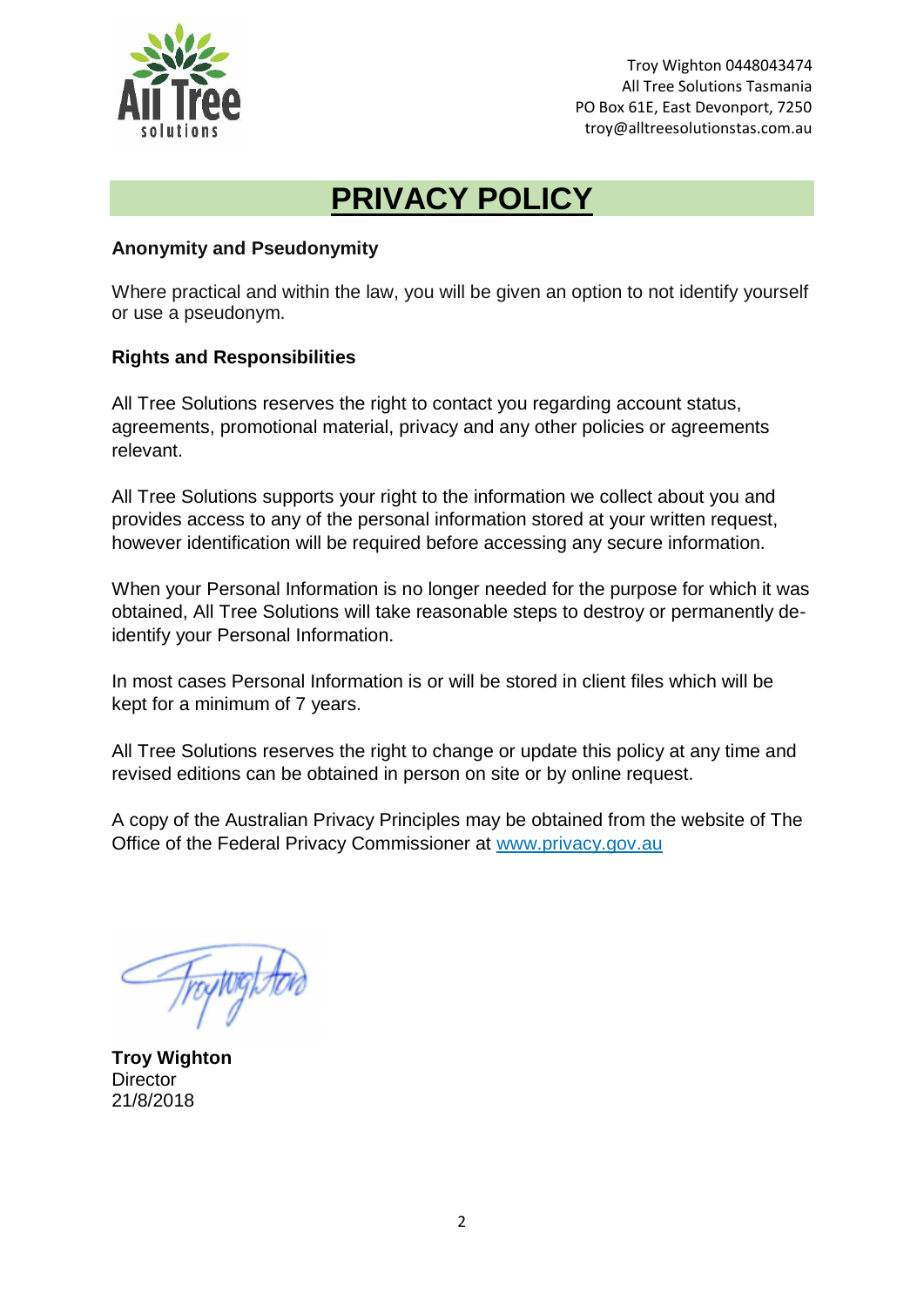Troy Wighton 0448043474
All Tree Solutions Tasmania
PO Box 61E, East Devonport, 7250
troy@alltreesolutionstas.com.au

# PRIVACY POLICY

**Anonymity and Pseudonymity**

Where practical and within the law, you will be given an option to not identify yourself or use a pseudonym.

**Rights and Responsibilities**

All Tree Solutions reserves the right to contact you regarding account status, agreements, promotional material, privacy and any other policies or agreements relevant.

All Tree Solutions supports your right to the information we collect about you and provides access to any of the personal information stored at your written request, however identification will be required before accessing any secure information.

When your Personal Information is no longer needed for the purpose for which it was obtained, All Tree Solutions will take reasonable steps to destroy or permanently de-identify your Personal Information.

In most cases Personal Information is or will be stored in client files which will be kept for a minimum of 7 years.

All Tree Solutions reserves the right to change or update this policy at any time and revised editions can be obtained in person on site or by online request.

A copy of the Australian Privacy Principles may be obtained from the website of The Office of the Federal Privacy Commissioner at [www.privacy.gov.au](http://www.privacy.gov.au)

**Troy Wighton**
Director
21/8/2018